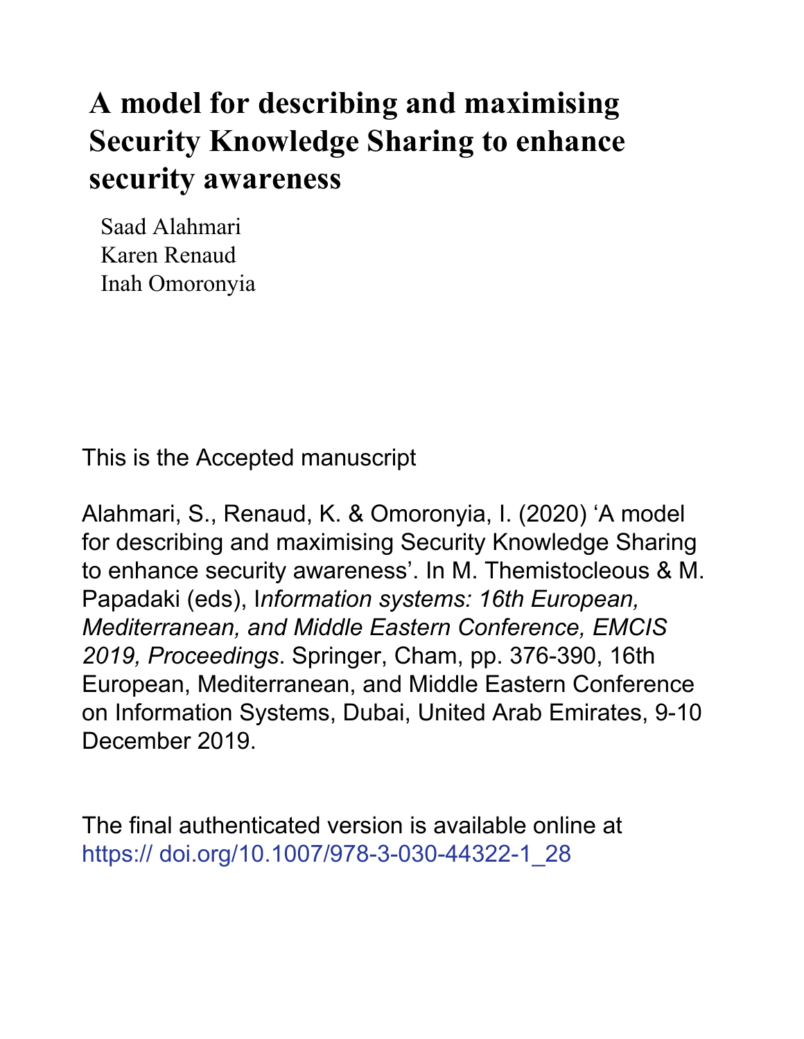# A model for describing and maximising Security Knowledge Sharing to enhance security awareness

Saad Alahmari
Karen Renaud
Inah Omoronyia

This is the Accepted manuscript

Alahmari, S., Renaud, K. & Omoronyia, I. (2020) 'A model for describing and maximising Security Knowledge Sharing to enhance security awareness'. In M. Themistocleous & M. Papadaki (eds), I*nformation systems: 16th European, Mediterranean, and Middle Eastern Conference, EMCIS 2019, Proceedings*. Springer, Cham, pp. 376-390, 16th European, Mediterranean, and Middle Eastern Conference on Information Systems, Dubai, United Arab Emirates, 9-10 December 2019.

The final authenticated version is available online at https:// doi.org/10.1007/978-3-030-44322-1_28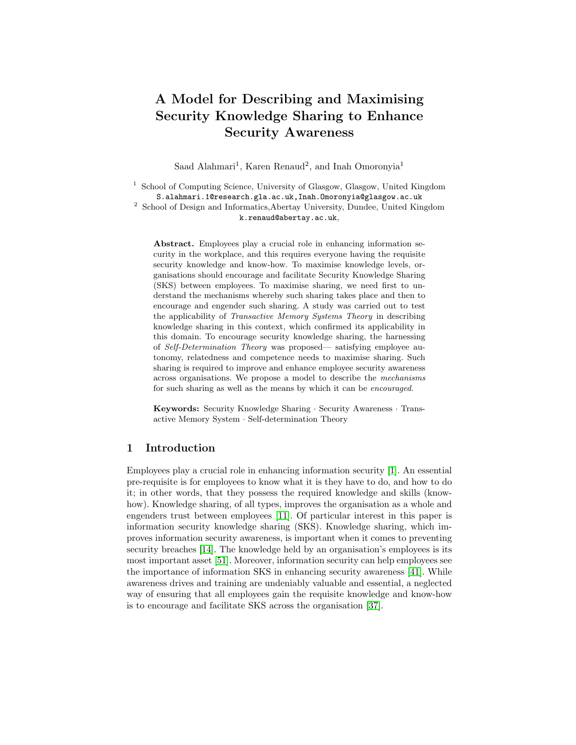# A Model for Describing and Maximising Security Knowledge Sharing to Enhance Security Awareness

Saad Alahmari[1], Karen Renaud[2], and Inah Omoronyia[1]

[1] School of Computing Science, University of Glasgow, Glasgow, United Kingdom
S.alahmari.1@research.gla.ac.uk,Inah.Omoronyia@glasgow.ac.uk

[2] School of Design and Informatics,Abertay University, Dundee, United Kingdom
k.renaud@abertay.ac.uk,

**Abstract.** Employees play a crucial role in enhancing information security in the workplace, and this requires everyone having the requisite security knowledge and know-how. To maximise knowledge levels, organisations should encourage and facilitate Security Knowledge Sharing (SKS) between employees. To maximise sharing, we need first to understand the mechanisms whereby such sharing takes place and then to encourage and engender such sharing. A study was carried out to test the applicability of *Transactive Memory Systems Theory* in describing knowledge sharing in this context, which confirmed its applicability in this domain. To encourage security knowledge sharing, the harnessing of *Self-Determination Theory* was proposed— satisfying employee autonomy, relatedness and competence needs to maximise sharing. Such sharing is required to improve and enhance employee security awareness across organisations. We propose a model to describe the *mechanisms* for such sharing as well as the means by which it can be *encouraged*.

**Keywords:** Security Knowledge Sharing · Security Awareness · Transactive Memory System · Self-determination Theory

## 1 Introduction

Employees play a crucial role in enhancing information security [1]. An essential pre-requisite is for employees to know what it is they have to do, and how to do it; in other words, that they possess the required knowledge and skills (know-how). Knowledge sharing, of all types, improves the organisation as a whole and engenders trust between employees [11]. Of particular interest in this paper is information security knowledge sharing (SKS). Knowledge sharing, which improves information security awareness, is important when it comes to preventing security breaches [14]. The knowledge held by an organisation's employees is its most important asset [51]. Moreover, information security can help employees see the importance of information SKS in enhancing security awareness [41]. While awareness drives and training are undeniably valuable and essential, a neglected way of ensuring that all employees gain the requisite knowledge and know-how is to encourage and facilitate SKS across the organisation [37].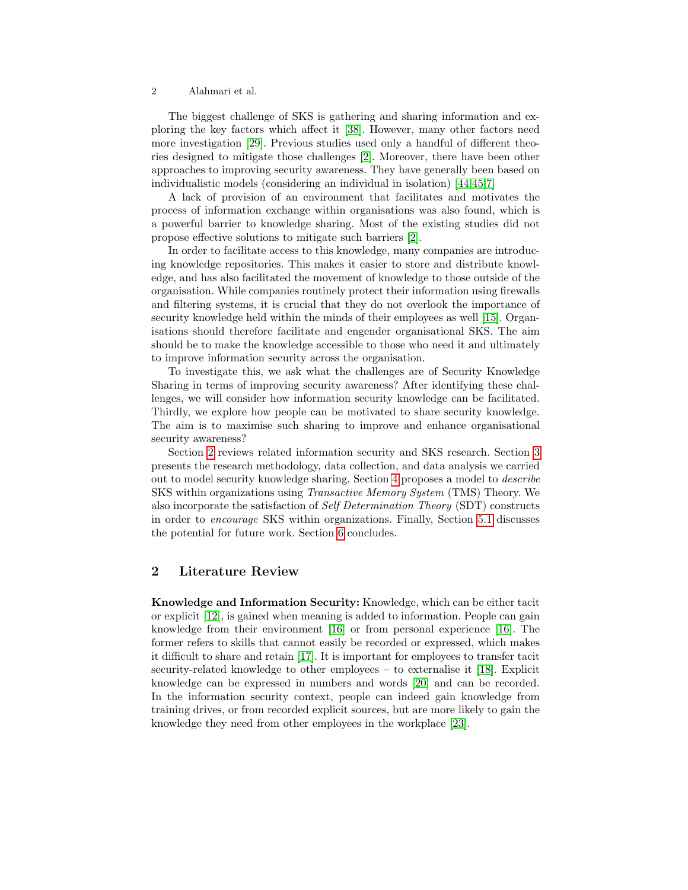The biggest challenge of SKS is gathering and sharing information and exploring the key factors which affect it [38]. However, many other factors need more investigation [29]. Previous studies used only a handful of different theories designed to mitigate those challenges [2]. Moreover, there have been other approaches to improving security awareness. They have generally been based on individualistic models (considering an individual in isolation) [44,45,7]

A lack of provision of an environment that facilitates and motivates the process of information exchange within organisations was also found, which is a powerful barrier to knowledge sharing. Most of the existing studies did not propose effective solutions to mitigate such barriers [2].

In order to facilitate access to this knowledge, many companies are introducing knowledge repositories. This makes it easier to store and distribute knowledge, and has also facilitated the movement of knowledge to those outside of the organisation. While companies routinely protect their information using firewalls and filtering systems, it is crucial that they do not overlook the importance of security knowledge held within the minds of their employees as well [15]. Organisations should therefore facilitate and engender organisational SKS. The aim should be to make the knowledge accessible to those who need it and ultimately to improve information security across the organisation.

To investigate this, we ask what the challenges are of Security Knowledge Sharing in terms of improving security awareness? After identifying these challenges, we will consider how information security knowledge can be facilitated. Thirdly, we explore how people can be motivated to share security knowledge. The aim is to maximise such sharing to improve and enhance organisational security awareness?

Section 2 reviews related information security and SKS research. Section 3 presents the research methodology, data collection, and data analysis we carried out to model security knowledge sharing. Section 4 proposes a model to *describe* SKS within organizations using *Transactive Memory System* (TMS) Theory. We also incorporate the satisfaction of *Self Determination Theory* (SDT) constructs in order to *encourage* SKS within organizations. Finally, Section 5.1 discusses the potential for future work. Section 6 concludes.

## 2 Literature Review

**Knowledge and Information Security:** Knowledge, which can be either tacit or explicit [12], is gained when meaning is added to information. People can gain knowledge from their environment [16] or from personal experience [16]. The former refers to skills that cannot easily be recorded or expressed, which makes it difficult to share and retain [17]. It is important for employees to transfer tacit security-related knowledge to other employees – to externalise it [18]. Explicit knowledge can be expressed in numbers and words [20] and can be recorded. In the information security context, people can indeed gain knowledge from training drives, or from recorded explicit sources, but are more likely to gain the knowledge they need from other employees in the workplace [23].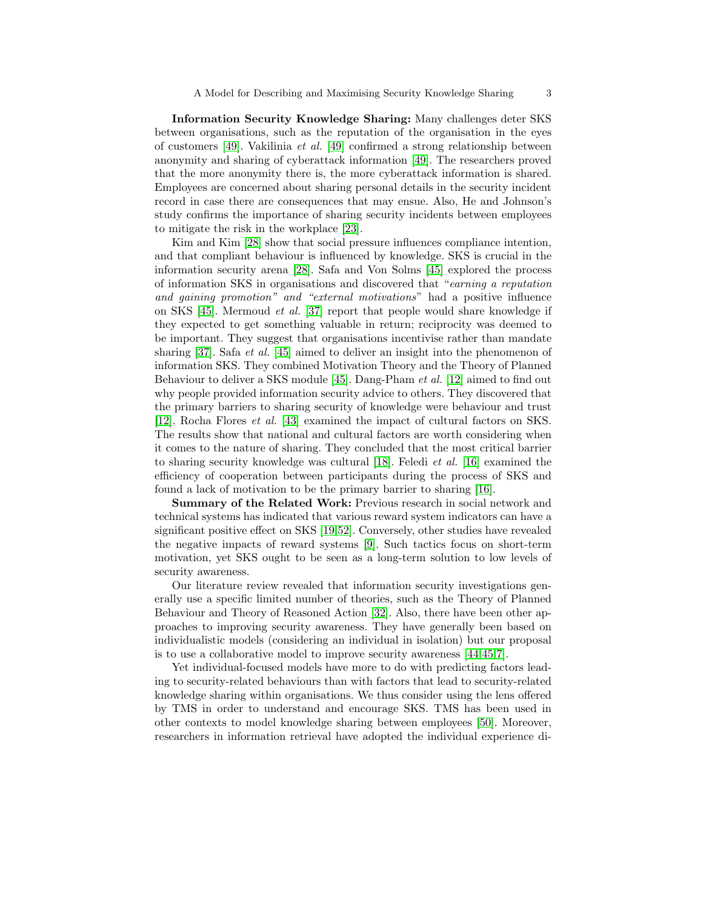**Information Security Knowledge Sharing:** Many challenges deter SKS between organisations, such as the reputation of the organisation in the eyes of customers [49]. Vakilinia *et al.* [49] confirmed a strong relationship between anonymity and sharing of cyberattack information [49]. The researchers proved that the more anonymity there is, the more cyberattack information is shared. Employees are concerned about sharing personal details in the security incident record in case there are consequences that may ensue. Also, He and Johnson's study confirms the importance of sharing security incidents between employees to mitigate the risk in the workplace [23].

Kim and Kim [28] show that social pressure influences compliance intention, and that compliant behaviour is influenced by knowledge. SKS is crucial in the information security arena [28]. Safa and Von Solms [45] explored the process of information SKS in organisations and discovered that "*earning a reputation and gaining promotion" and "external motivations*" had a positive influence on SKS [45]. Mermoud *et al.* [37] report that people would share knowledge if they expected to get something valuable in return; reciprocity was deemed to be important. They suggest that organisations incentivise rather than mandate sharing [37]. Safa *et al.* [45] aimed to deliver an insight into the phenomenon of information SKS. They combined Motivation Theory and the Theory of Planned Behaviour to deliver a SKS module [45]. Dang-Pham *et al.* [12] aimed to find out why people provided information security advice to others. They discovered that the primary barriers to sharing security of knowledge were behaviour and trust [12]. Rocha Flores *et al.* [43] examined the impact of cultural factors on SKS. The results show that national and cultural factors are worth considering when it comes to the nature of sharing. They concluded that the most critical barrier to sharing security knowledge was cultural [18]. Feledi *et al.* [16] examined the efficiency of cooperation between participants during the process of SKS and found a lack of motivation to be the primary barrier to sharing [16].

**Summary of the Related Work:** Previous research in social network and technical systems has indicated that various reward system indicators can have a significant positive effect on SKS [19,52]. Conversely, other studies have revealed the negative impacts of reward systems [9]. Such tactics focus on short-term motivation, yet SKS ought to be seen as a long-term solution to low levels of security awareness.

Our literature review revealed that information security investigations generally use a specific limited number of theories, such as the Theory of Planned Behaviour and Theory of Reasoned Action [32]. Also, there have been other approaches to improving security awareness. They have generally been based on individualistic models (considering an individual in isolation) but our proposal is to use a collaborative model to improve security awareness [44,45,7].

Yet individual-focused models have more to do with predicting factors leading to security-related behaviours than with factors that lead to security-related knowledge sharing within organisations. We thus consider using the lens offered by TMS in order to understand and encourage SKS. TMS has been used in other contexts to model knowledge sharing between employees [50]. Moreover, researchers in information retrieval have adopted the individual experience di-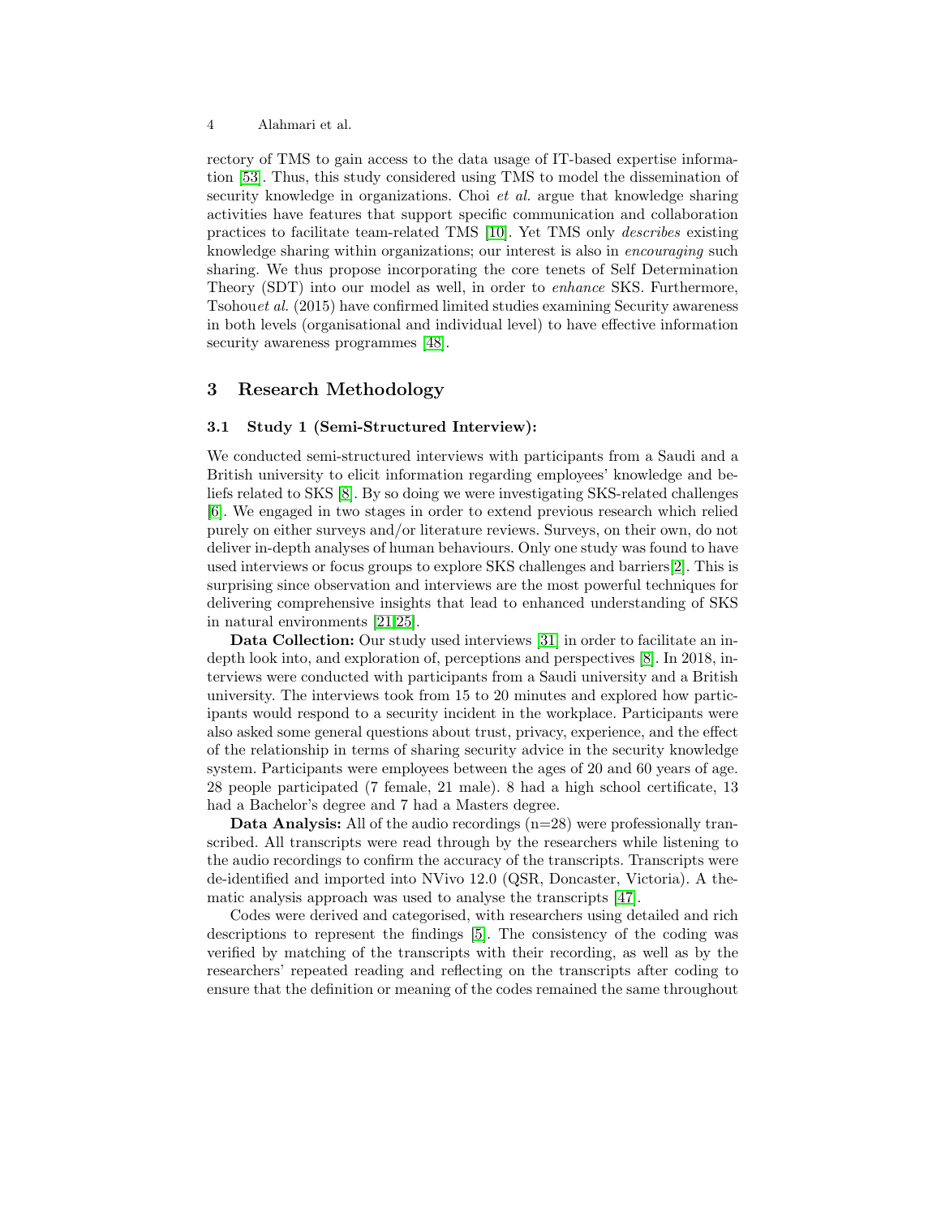rectory of TMS to gain access to the data usage of IT-based expertise information [53]. Thus, this study considered using TMS to model the dissemination of security knowledge in organizations. Choi *et al.* argue that knowledge sharing activities have features that support specific communication and collaboration practices to facilitate team-related TMS [10]. Yet TMS only *describes* existing knowledge sharing within organizations; our interest is also in *encouraging* such sharing. We thus propose incorporating the core tenets of Self Determination Theory (SDT) into our model as well, in order to *enhance* SKS. Furthermore, Tsohou*et al.* (2015) have confirmed limited studies examining Security awareness in both levels (organisational and individual level) to have effective information security awareness programmes [48].

## 3 Research Methodology

### 3.1 Study 1 (Semi-Structured Interview):

We conducted semi-structured interviews with participants from a Saudi and a British university to elicit information regarding employees' knowledge and beliefs related to SKS [8]. By so doing we were investigating SKS-related challenges [6]. We engaged in two stages in order to extend previous research which relied purely on either surveys and/or literature reviews. Surveys, on their own, do not deliver in-depth analyses of human behaviours. Only one study was found to have used interviews or focus groups to explore SKS challenges and barriers[2]. This is surprising since observation and interviews are the most powerful techniques for delivering comprehensive insights that lead to enhanced understanding of SKS in natural environments [21,25].

**Data Collection:** Our study used interviews [31] in order to facilitate an in-depth look into, and exploration of, perceptions and perspectives [8]. In 2018, interviews were conducted with participants from a Saudi university and a British university. The interviews took from 15 to 20 minutes and explored how participants would respond to a security incident in the workplace. Participants were also asked some general questions about trust, privacy, experience, and the effect of the relationship in terms of sharing security advice in the security knowledge system. Participants were employees between the ages of 20 and 60 years of age. 28 people participated (7 female, 21 male). 8 had a high school certificate, 13 had a Bachelor's degree and 7 had a Masters degree.

**Data Analysis:** All of the audio recordings (n=28) were professionally transcribed. All transcripts were read through by the researchers while listening to the audio recordings to confirm the accuracy of the transcripts. Transcripts were de-identified and imported into NVivo 12.0 (QSR, Doncaster, Victoria). A thematic analysis approach was used to analyse the transcripts [47].

Codes were derived and categorised, with researchers using detailed and rich descriptions to represent the findings [5]. The consistency of the coding was verified by matching of the transcripts with their recording, as well as by the researchers' repeated reading and reflecting on the transcripts after coding to ensure that the definition or meaning of the codes remained the same throughout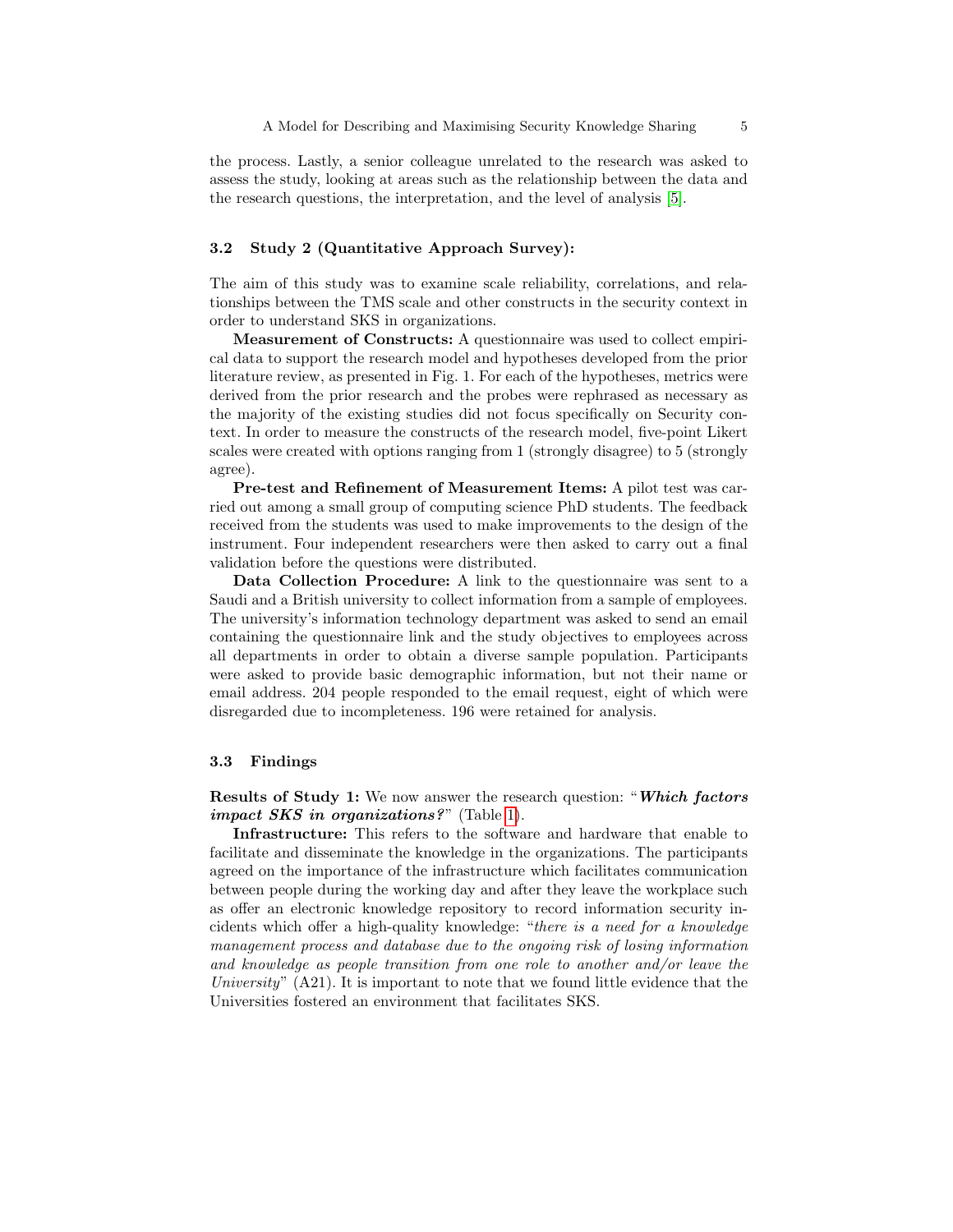the process. Lastly, a senior colleague unrelated to the research was asked to assess the study, looking at areas such as the relationship between the data and the research questions, the interpretation, and the level of analysis [5].

### 3.2 Study 2 (Quantitative Approach Survey):

The aim of this study was to examine scale reliability, correlations, and relationships between the TMS scale and other constructs in the security context in order to understand SKS in organizations.

**Measurement of Constructs:** A questionnaire was used to collect empirical data to support the research model and hypotheses developed from the prior literature review, as presented in Fig. 1. For each of the hypotheses, metrics were derived from the prior research and the probes were rephrased as necessary as the majority of the existing studies did not focus specifically on Security context. In order to measure the constructs of the research model, five-point Likert scales were created with options ranging from 1 (strongly disagree) to 5 (strongly agree).

**Pre-test and Refinement of Measurement Items:** A pilot test was carried out among a small group of computing science PhD students. The feedback received from the students was used to make improvements to the design of the instrument. Four independent researchers were then asked to carry out a final validation before the questions were distributed.

**Data Collection Procedure:** A link to the questionnaire was sent to a Saudi and a British university to collect information from a sample of employees. The university's information technology department was asked to send an email containing the questionnaire link and the study objectives to employees across all departments in order to obtain a diverse sample population. Participants were asked to provide basic demographic information, but not their name or email address. 204 people responded to the email request, eight of which were disregarded due to incompleteness. 196 were retained for analysis.

### 3.3 Findings

**Results of Study 1:** We now answer the research question: "***Which factors impact SKS in organizations?***" (Table 1).

**Infrastructure:** This refers to the software and hardware that enable to facilitate and disseminate the knowledge in the organizations. The participants agreed on the importance of the infrastructure which facilitates communication between people during the working day and after they leave the workplace such as offer an electronic knowledge repository to record information security incidents which offer a high-quality knowledge: "*there is a need for a knowledge management process and database due to the ongoing risk of losing information and knowledge as people transition from one role to another and/or leave the University*" (A21). It is important to note that we found little evidence that the Universities fostered an environment that facilitates SKS.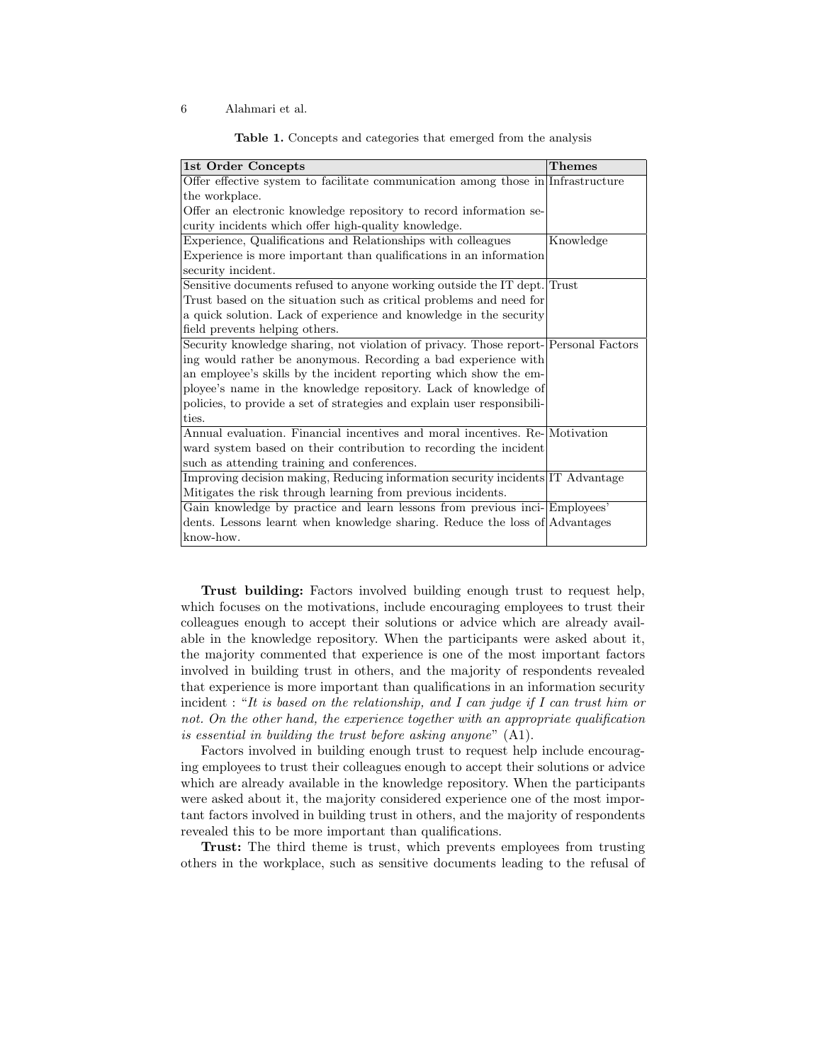**Table 1.** Concepts and categories that emerged from the analysis

| 1st Order Concepts | Themes |
|---|---|
| Offer effective system to facilitate communication among those in the workplace. Offer an electronic knowledge repository to record information security incidents which offer high-quality knowledge. | Infrastructure |
| Experience, Qualifications and Relationships with colleagues Experience is more important than qualifications in an information security incident. | Knowledge |
| Sensitive documents refused to anyone working outside the IT dept. Trust based on the situation such as critical problems and need for a quick solution. Lack of experience and knowledge in the security field prevents helping others. | Trust |
| Security knowledge sharing, not violation of privacy. Those reporting would rather be anonymous. Recording a bad experience with an employee's skills by the incident reporting which show the employee's name in the knowledge repository. Lack of knowledge of policies, to provide a set of strategies and explain user responsibilities. | Personal Factors |
| Annual evaluation. Financial incentives and moral incentives. Reward system based on their contribution to recording the incident such as attending training and conferences. | Motivation |
| Improving decision making, Reducing information security incidents Mitigates the risk through learning from previous incidents. | IT Advantage |
| Gain knowledge by practice and learn lessons from previous incidents. Lessons learnt when knowledge sharing. Reduce the loss of know-how. | Employees' Advantages |

**Trust building:** Factors involved building enough trust to request help, which focuses on the motivations, include encouraging employees to trust their colleagues enough to accept their solutions or advice which are already available in the knowledge repository. When the participants were asked about it, the majority commented that experience is one of the most important factors involved in building trust in others, and the majority of respondents revealed that experience is more important than qualifications in an information security incident : "*It is based on the relationship, and I can judge if I can trust him or not. On the other hand, the experience together with an appropriate qualification is essential in building the trust before asking anyone*" (A1).

Factors involved in building enough trust to request help include encouraging employees to trust their colleagues enough to accept their solutions or advice which are already available in the knowledge repository. When the participants were asked about it, the majority considered experience one of the most important factors involved in building trust in others, and the majority of respondents revealed this to be more important than qualifications.

**Trust:** The third theme is trust, which prevents employees from trusting others in the workplace, such as sensitive documents leading to the refusal of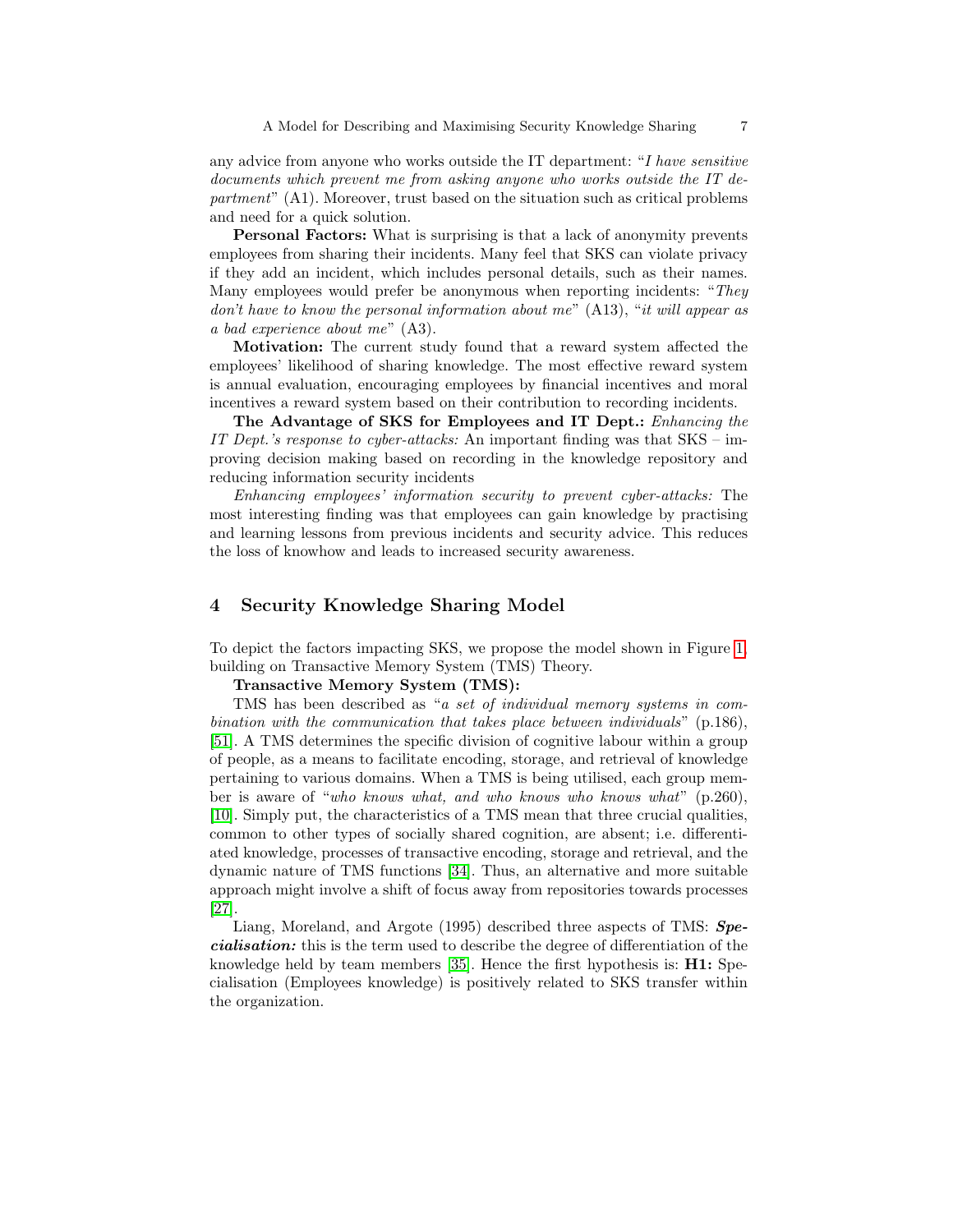any advice from anyone who works outside the IT department: "*I have sensitive documents which prevent me from asking anyone who works outside the IT department*" (A1). Moreover, trust based on the situation such as critical problems and need for a quick solution.

**Personal Factors:** What is surprising is that a lack of anonymity prevents employees from sharing their incidents. Many feel that SKS can violate privacy if they add an incident, which includes personal details, such as their names. Many employees would prefer be anonymous when reporting incidents: "*They don't have to know the personal information about me*" (A13), "*it will appear as a bad experience about me*" (A3).

**Motivation:** The current study found that a reward system affected the employees' likelihood of sharing knowledge. The most effective reward system is annual evaluation, encouraging employees by financial incentives and moral incentives a reward system based on their contribution to recording incidents.

**The Advantage of SKS for Employees and IT Dept.:** *Enhancing the IT Dept.'s response to cyber-attacks:* An important finding was that SKS – improving decision making based on recording in the knowledge repository and reducing information security incidents

*Enhancing employees' information security to prevent cyber-attacks:* The most interesting finding was that employees can gain knowledge by practising and learning lessons from previous incidents and security advice. This reduces the loss of knowhow and leads to increased security awareness.

## 4 Security Knowledge Sharing Model

To depict the factors impacting SKS, we propose the model shown in Figure 1, building on Transactive Memory System (TMS) Theory.

**Transactive Memory System (TMS):**

TMS has been described as "*a set of individual memory systems in combination with the communication that takes place between individuals*" (p.186), [51]. A TMS determines the specific division of cognitive labour within a group of people, as a means to facilitate encoding, storage, and retrieval of knowledge pertaining to various domains. When a TMS is being utilised, each group member is aware of "*who knows what, and who knows who knows what*" (p.260), [10]. Simply put, the characteristics of a TMS mean that three crucial qualities, common to other types of socially shared cognition, are absent; i.e. differentiated knowledge, processes of transactive encoding, storage and retrieval, and the dynamic nature of TMS functions [34]. Thus, an alternative and more suitable approach might involve a shift of focus away from repositories towards processes [27].

Liang, Moreland, and Argote (1995) described three aspects of TMS: ***Specialisation:*** this is the term used to describe the degree of differentiation of the knowledge held by team members [35]. Hence the first hypothesis is: **H1:** Specialisation (Employees knowledge) is positively related to SKS transfer within the organization.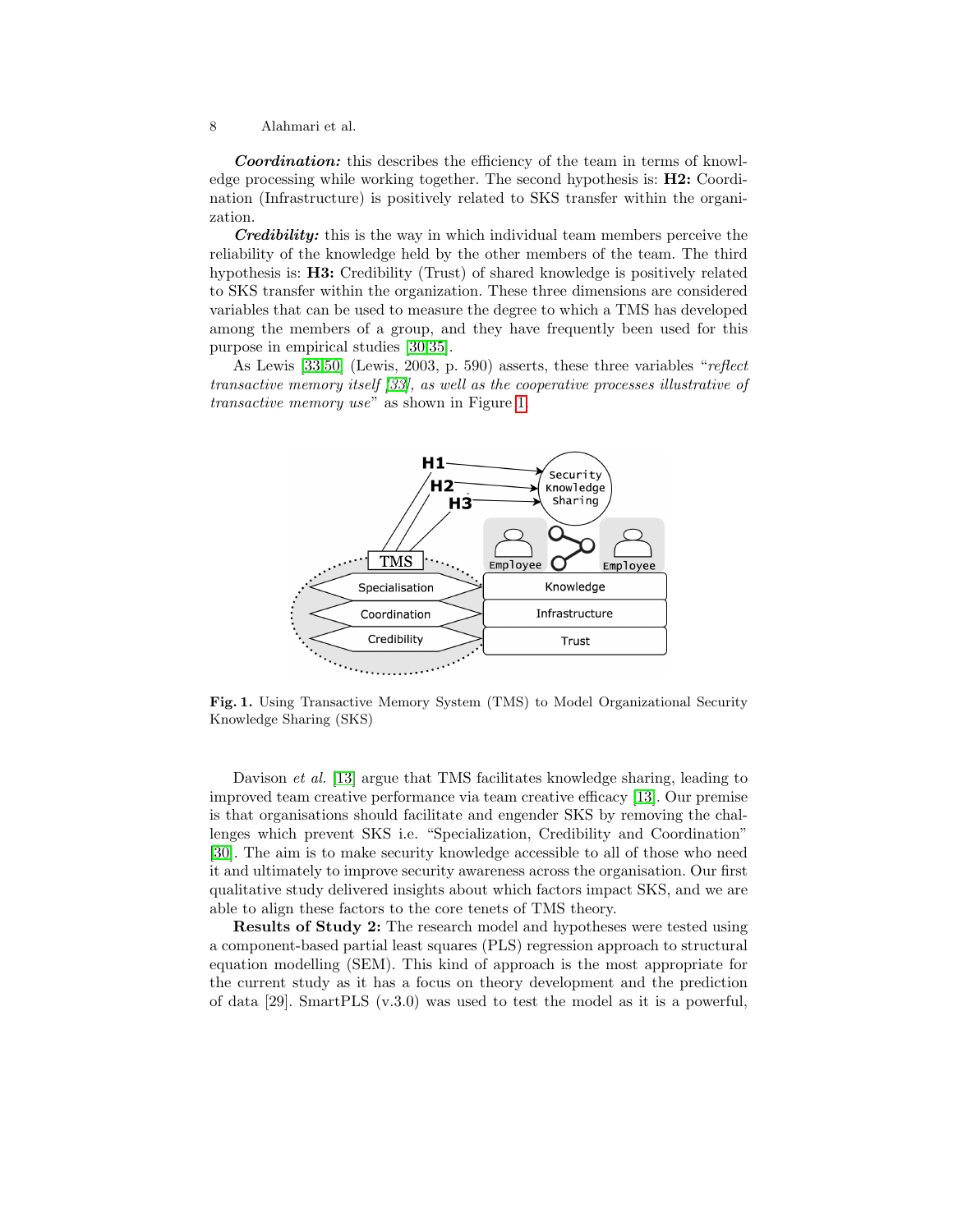***Coordination:*** this describes the efficiency of the team in terms of knowledge processing while working together. The second hypothesis is: **H2:** Coordination (Infrastructure) is positively related to SKS transfer within the organization.

***Credibility:*** this is the way in which individual team members perceive the reliability of the knowledge held by the other members of the team. The third hypothesis is: **H3:** Credibility (Trust) of shared knowledge is positively related to SKS transfer within the organization. These three dimensions are considered variables that can be used to measure the degree to which a TMS has developed among the members of a group, and they have frequently been used for this purpose in empirical studies [30,35].

As Lewis [33,50] (Lewis, 2003, p. 590) asserts, these three variables "*reflect transactive memory itself [33], as well as the cooperative processes illustrative of transactive memory use*" as shown in Figure 1.

**Fig. 1.** Using Transactive Memory System (TMS) to Model Organizational Security Knowledge Sharing (SKS)

Davison *et al.* [13] argue that TMS facilitates knowledge sharing, leading to improved team creative performance via team creative efficacy [13]. Our premise is that organisations should facilitate and engender SKS by removing the challenges which prevent SKS i.e. "Specialization, Credibility and Coordination" [30]. The aim is to make security knowledge accessible to all of those who need it and ultimately to improve security awareness across the organisation. Our first qualitative study delivered insights about which factors impact SKS, and we are able to align these factors to the core tenets of TMS theory.

**Results of Study 2:** The research model and hypotheses were tested using a component-based partial least squares (PLS) regression approach to structural equation modelling (SEM). This kind of approach is the most appropriate for the current study as it has a focus on theory development and the prediction of data [29]. SmartPLS (v.3.0) was used to test the model as it is a powerful,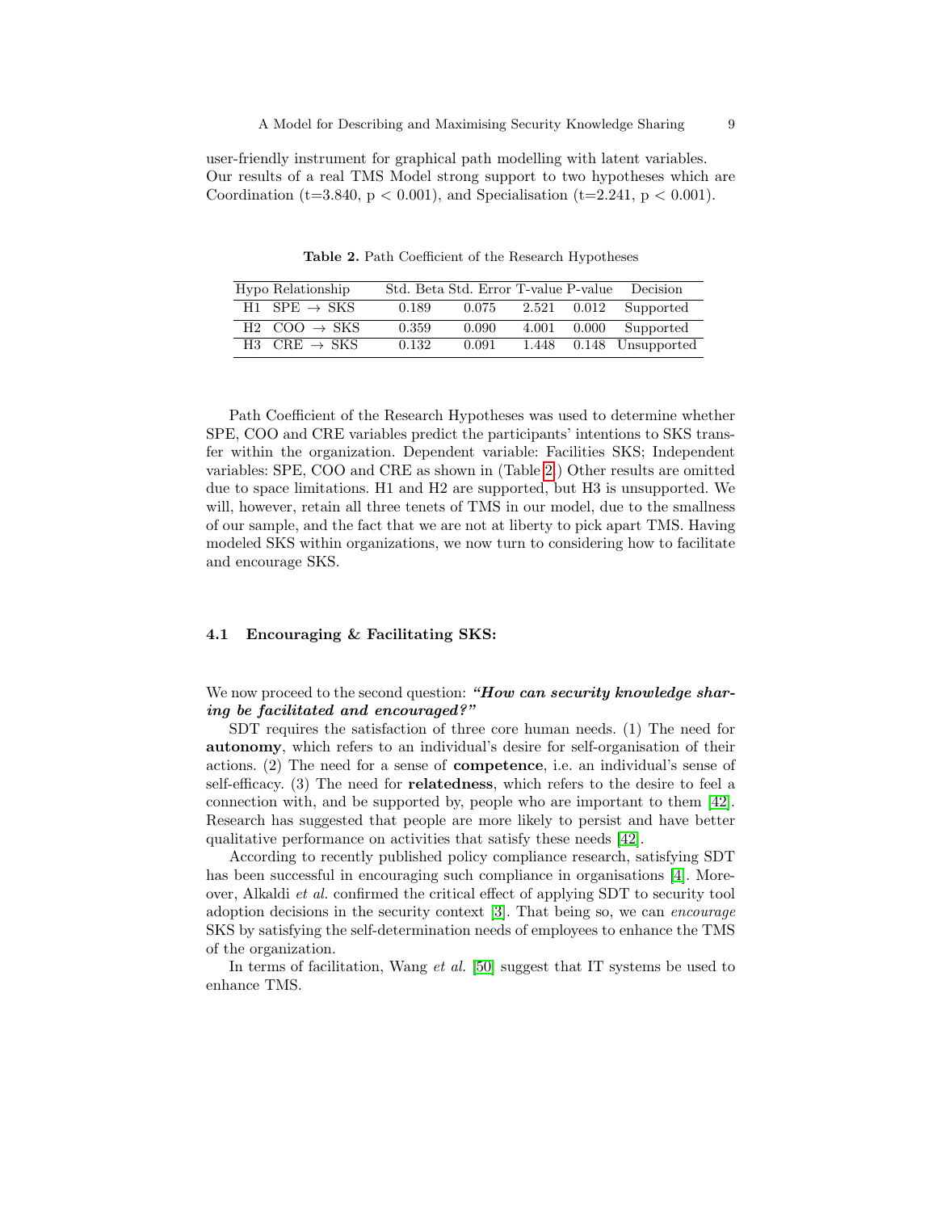user-friendly instrument for graphical path modelling with latent variables. Our results of a real TMS Model strong support to two hypotheses which are Coordination (t=3.840, $p < 0.001$), and Specialisation (t=2.241, $p < 0.001$).

**Table 2.** Path Coefficient of the Research Hypotheses

| Hypo | Relationship | Std. Beta | Std. Error | T-value | P-value | Decision |
|---|---|---|---|---|---|---|
| H1 | SPE → SKS | 0.189 | 0.075 | 2.521 | 0.012 | Supported |
| H2 | COO → SKS | 0.359 | 0.090 | 4.001 | 0.000 | Supported |
| H3 | CRE → SKS | 0.132 | 0.091 | 1.448 | 0.148 | Unsupported |

Path Coefficient of the Research Hypotheses was used to determine whether SPE, COO and CRE variables predict the participants' intentions to SKS transfer within the organization. Dependent variable: Facilities SKS; Independent variables: SPE, COO and CRE as shown in (Table 2.) Other results are omitted due to space limitations. H1 and H2 are supported, but H3 is unsupported. We will, however, retain all three tenets of TMS in our model, due to the smallness of our sample, and the fact that we are not at liberty to pick apart TMS. Having modeled SKS within organizations, we now turn to considering how to facilitate and encourage SKS.

### 4.1 Encouraging & Facilitating SKS:

We now proceed to the second question: ***"How can security knowledge sharing be facilitated and encouraged?"***

SDT requires the satisfaction of three core human needs. (1) The need for **autonomy**, which refers to an individual's desire for self-organisation of their actions. (2) The need for a sense of **competence**, i.e. an individual's sense of self-efficacy. (3) The need for **relatedness**, which refers to the desire to feel a connection with, and be supported by, people who are important to them [42]. Research has suggested that people are more likely to persist and have better qualitative performance on activities that satisfy these needs [42].

According to recently published policy compliance research, satisfying SDT has been successful in encouraging such compliance in organisations [4]. Moreover, Alkaldi *et al.* confirmed the critical effect of applying SDT to security tool adoption decisions in the security context [3]. That being so, we can *encourage* SKS by satisfying the self-determination needs of employees to enhance the TMS of the organization.

In terms of facilitation, Wang *et al.* [50] suggest that IT systems be used to enhance TMS.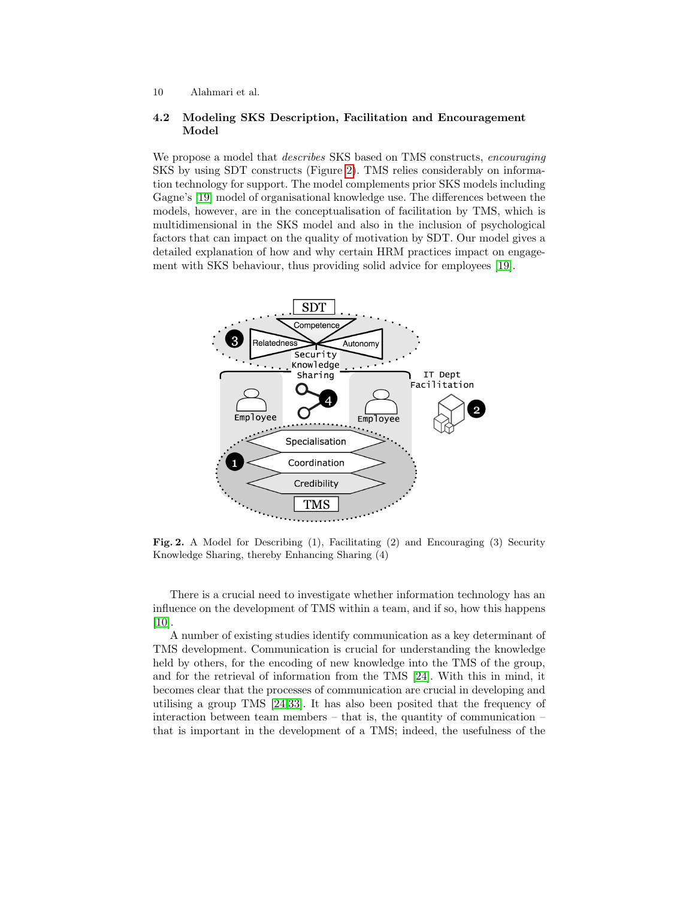### 4.2 Modeling SKS Description, Facilitation and Encouragement Model

We propose a model that *describes* SKS based on TMS constructs, *encouraging* SKS by using SDT constructs (Figure 2). TMS relies considerably on information technology for support. The model complements prior SKS models including Gagne's [19] model of organisational knowledge use. The differences between the models, however, are in the conceptualisation of facilitation by TMS, which is multidimensional in the SKS model and also in the inclusion of psychological factors that can impact on the quality of motivation by SDT. Our model gives a detailed explanation of how and why certain HRM practices impact on engagement with SKS behaviour, thus providing solid advice for employees [19].

**Fig. 2.** A Model for Describing (1), Facilitating (2) and Encouraging (3) Security Knowledge Sharing, thereby Enhancing Sharing (4)

There is a crucial need to investigate whether information technology has an influence on the development of TMS within a team, and if so, how this happens [10].

A number of existing studies identify communication as a key determinant of TMS development. Communication is crucial for understanding the knowledge held by others, for the encoding of new knowledge into the TMS of the group, and for the retrieval of information from the TMS [24]. With this in mind, it becomes clear that the processes of communication are crucial in developing and utilising a group TMS [24,33]. It has also been posited that the frequency of interaction between team members – that is, the quantity of communication – that is important in the development of a TMS; indeed, the usefulness of the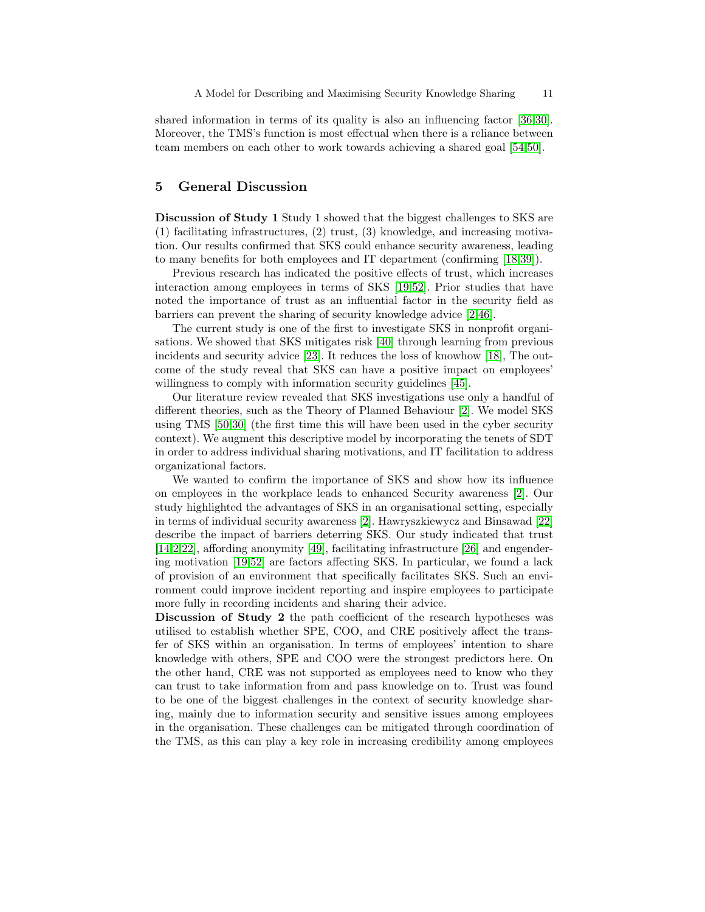shared information in terms of its quality is also an influencing factor [36,30]. Moreover, the TMS's function is most effectual when there is a reliance between team members on each other to work towards achieving a shared goal [54,50].

## 5 General Discussion

**Discussion of Study 1** Study 1 showed that the biggest challenges to SKS are (1) facilitating infrastructures, (2) trust, (3) knowledge, and increasing motivation. Our results confirmed that SKS could enhance security awareness, leading to many benefits for both employees and IT department (confirming [18,39]).

Previous research has indicated the positive effects of trust, which increases interaction among employees in terms of SKS [19,52]. Prior studies that have noted the importance of trust as an influential factor in the security field as barriers can prevent the sharing of security knowledge advice [2,46].

The current study is one of the first to investigate SKS in nonprofit organisations. We showed that SKS mitigates risk [40] through learning from previous incidents and security advice [23]. It reduces the loss of knowhow [18], The outcome of the study reveal that SKS can have a positive impact on employees' willingness to comply with information security guidelines [45].

Our literature review revealed that SKS investigations use only a handful of different theories, such as the Theory of Planned Behaviour [2]. We model SKS using TMS [50,30] (the first time this will have been used in the cyber security context). We augment this descriptive model by incorporating the tenets of SDT in order to address individual sharing motivations, and IT facilitation to address organizational factors.

We wanted to confirm the importance of SKS and show how its influence on employees in the workplace leads to enhanced Security awareness [2]. Our study highlighted the advantages of SKS in an organisational setting, especially in terms of individual security awareness [2]. Hawryszkiewycz and Binsawad [22] describe the impact of barriers deterring SKS. Our study indicated that trust [14,2,22], affording anonymity [49], facilitating infrastructure [26] and engendering motivation [19,52] are factors affecting SKS. In particular, we found a lack of provision of an environment that specifically facilitates SKS. Such an environment could improve incident reporting and inspire employees to participate more fully in recording incidents and sharing their advice.

**Discussion of Study 2** the path coefficient of the research hypotheses was utilised to establish whether SPE, COO, and CRE positively affect the transfer of SKS within an organisation. In terms of employees' intention to share knowledge with others, SPE and COO were the strongest predictors here. On the other hand, CRE was not supported as employees need to know who they can trust to take information from and pass knowledge on to. Trust was found to be one of the biggest challenges in the context of security knowledge sharing, mainly due to information security and sensitive issues among employees in the organisation. These challenges can be mitigated through coordination of the TMS, as this can play a key role in increasing credibility among employees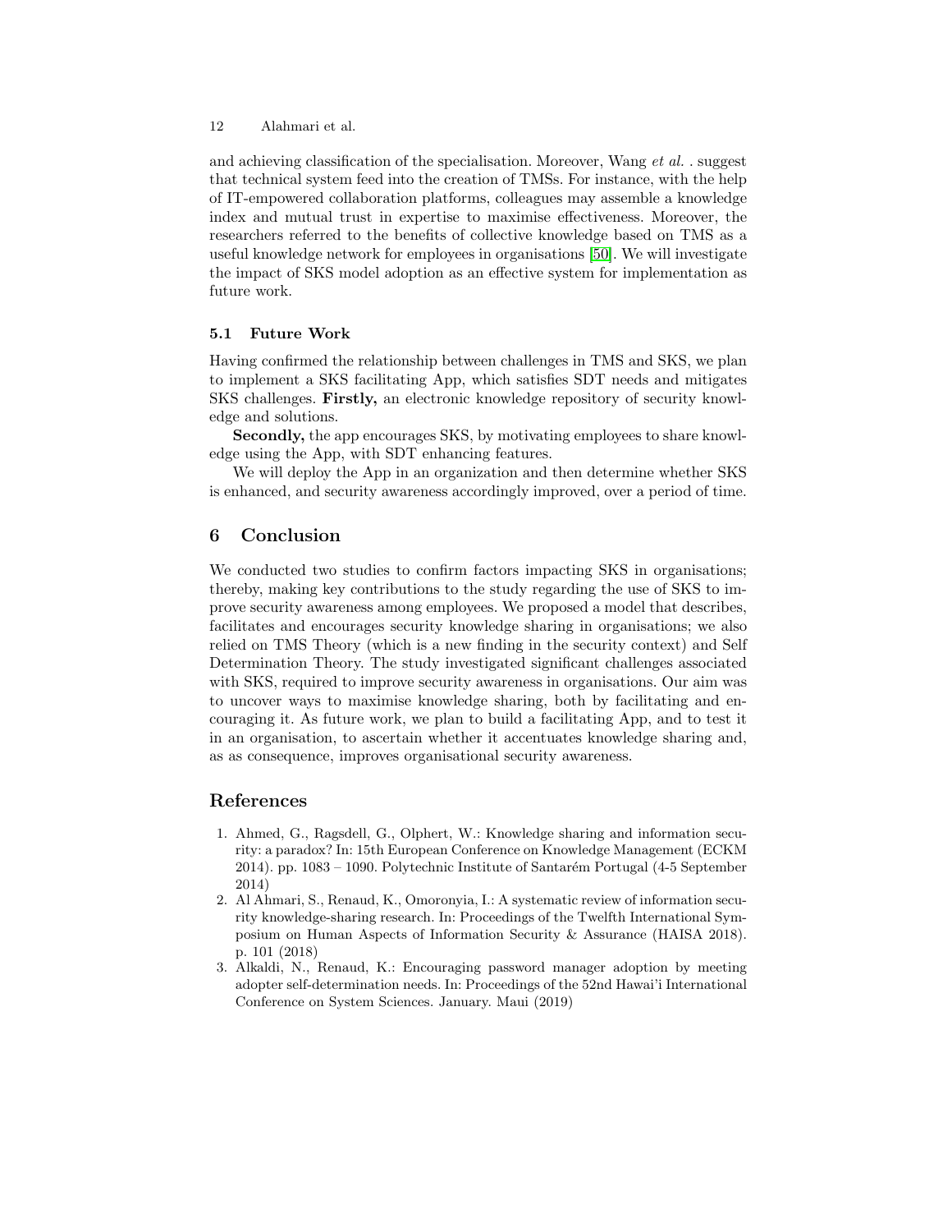and achieving classification of the specialisation. Moreover, Wang *et al.* . suggest that technical system feed into the creation of TMSs. For instance, with the help of IT-empowered collaboration platforms, colleagues may assemble a knowledge index and mutual trust in expertise to maximise effectiveness. Moreover, the researchers referred to the benefits of collective knowledge based on TMS as a useful knowledge network for employees in organisations [50]. We will investigate the impact of SKS model adoption as an effective system for implementation as future work.

### 5.1 Future Work

Having confirmed the relationship between challenges in TMS and SKS, we plan to implement a SKS facilitating App, which satisfies SDT needs and mitigates SKS challenges. **Firstly,** an electronic knowledge repository of security knowledge and solutions.

**Secondly,** the app encourages SKS, by motivating employees to share knowledge using the App, with SDT enhancing features.

We will deploy the App in an organization and then determine whether SKS is enhanced, and security awareness accordingly improved, over a period of time.

## 6 Conclusion

We conducted two studies to confirm factors impacting SKS in organisations; thereby, making key contributions to the study regarding the use of SKS to improve security awareness among employees. We proposed a model that describes, facilitates and encourages security knowledge sharing in organisations; we also relied on TMS Theory (which is a new finding in the security context) and Self Determination Theory. The study investigated significant challenges associated with SKS, required to improve security awareness in organisations. Our aim was to uncover ways to maximise knowledge sharing, both by facilitating and encouraging it. As future work, we plan to build a facilitating App, and to test it in an organisation, to ascertain whether it accentuates knowledge sharing and, as as consequence, improves organisational security awareness.

## References

1. Ahmed, G., Ragsdell, G., Olphert, W.: Knowledge sharing and information security: a paradox? In: 15th European Conference on Knowledge Management (ECKM 2014). pp. 1083 – 1090. Polytechnic Institute of Santarém Portugal (4-5 September 2014)
2. Al Ahmari, S., Renaud, K., Omoronyia, I.: A systematic review of information security knowledge-sharing research. In: Proceedings of the Twelfth International Symposium on Human Aspects of Information Security & Assurance (HAISA 2018). p. 101 (2018)
3. Alkaldi, N., Renaud, K.: Encouraging password manager adoption by meeting adopter self-determination needs. In: Proceedings of the 52nd Hawai'i International Conference on System Sciences. January. Maui (2019)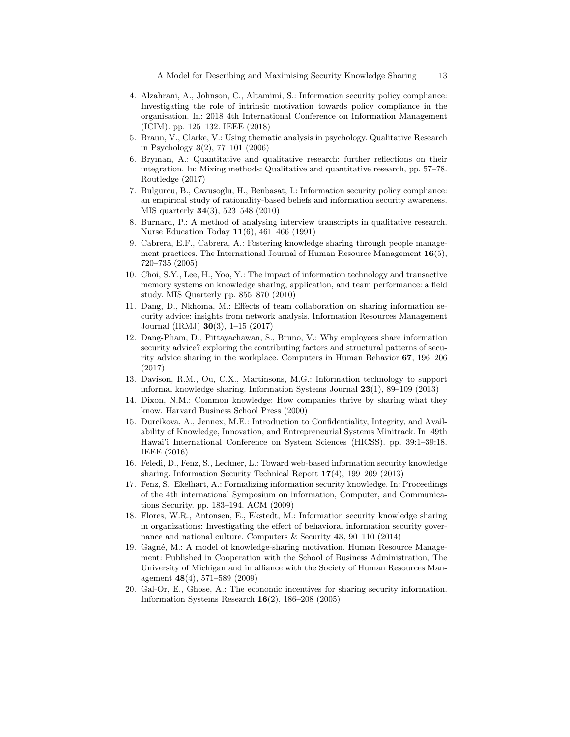4. Alzahrani, A., Johnson, C., Altamimi, S.: Information security policy compliance: Investigating the role of intrinsic motivation towards policy compliance in the organisation. In: 2018 4th International Conference on Information Management (ICIM). pp. 125–132. IEEE (2018)
5. Braun, V., Clarke, V.: Using thematic analysis in psychology. Qualitative Research in Psychology **3**(2), 77–101 (2006)
6. Bryman, A.: Quantitative and qualitative research: further reflections on their integration. In: Mixing methods: Qualitative and quantitative research, pp. 57–78. Routledge (2017)
7. Bulgurcu, B., Cavusoglu, H., Benbasat, I.: Information security policy compliance: an empirical study of rationality-based beliefs and information security awareness. MIS quarterly **34**(3), 523–548 (2010)
8. Burnard, P.: A method of analysing interview transcripts in qualitative research. Nurse Education Today **11**(6), 461–466 (1991)
9. Cabrera, E.F., Cabrera, A.: Fostering knowledge sharing through people management practices. The International Journal of Human Resource Management **16**(5), 720–735 (2005)
10. Choi, S.Y., Lee, H., Yoo, Y.: The impact of information technology and transactive memory systems on knowledge sharing, application, and team performance: a field study. MIS Quarterly pp. 855–870 (2010)
11. Dang, D., Nkhoma, M.: Effects of team collaboration on sharing information security advice: insights from network analysis. Information Resources Management Journal (IRMJ) **30**(3), 1–15 (2017)
12. Dang-Pham, D., Pittayachawan, S., Bruno, V.: Why employees share information security advice? exploring the contributing factors and structural patterns of security advice sharing in the workplace. Computers in Human Behavior **67**, 196–206 (2017)
13. Davison, R.M., Ou, C.X., Martinsons, M.G.: Information technology to support informal knowledge sharing. Information Systems Journal **23**(1), 89–109 (2013)
14. Dixon, N.M.: Common knowledge: How companies thrive by sharing what they know. Harvard Business School Press (2000)
15. Durcikova, A., Jennex, M.E.: Introduction to Confidentiality, Integrity, and Availability of Knowledge, Innovation, and Entrepreneurial Systems Minitrack. In: 49th Hawai'i International Conference on System Sciences (HICSS). pp. 39:1–39:18. IEEE (2016)
16. Feledi, D., Fenz, S., Lechner, L.: Toward web-based information security knowledge sharing. Information Security Technical Report **17**(4), 199–209 (2013)
17. Fenz, S., Ekelhart, A.: Formalizing information security knowledge. In: Proceedings of the 4th international Symposium on information, Computer, and Communications Security. pp. 183–194. ACM (2009)
18. Flores, W.R., Antonsen, E., Ekstedt, M.: Information security knowledge sharing in organizations: Investigating the effect of behavioral information security governance and national culture. Computers & Security **43**, 90–110 (2014)
19. Gagné, M.: A model of knowledge-sharing motivation. Human Resource Management: Published in Cooperation with the School of Business Administration, The University of Michigan and in alliance with the Society of Human Resources Management **48**(4), 571–589 (2009)
20. Gal-Or, E., Ghose, A.: The economic incentives for sharing security information. Information Systems Research **16**(2), 186–208 (2005)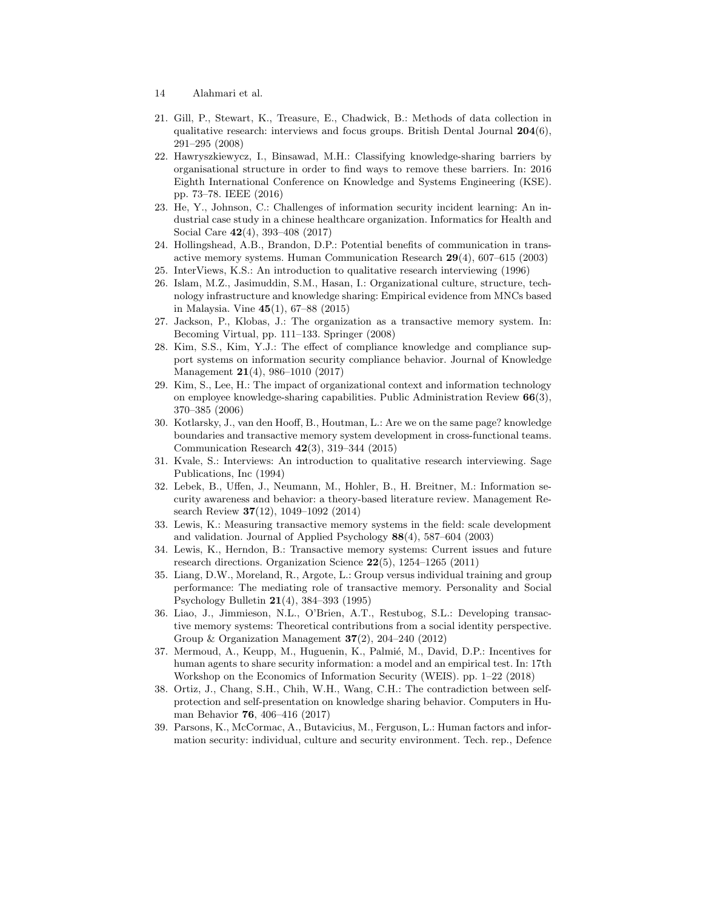21. Gill, P., Stewart, K., Treasure, E., Chadwick, B.: Methods of data collection in qualitative research: interviews and focus groups. British Dental Journal **204**(6), 291–295 (2008)
22. Hawryszkiewycz, I., Binsawad, M.H.: Classifying knowledge-sharing barriers by organisational structure in order to find ways to remove these barriers. In: 2016 Eighth International Conference on Knowledge and Systems Engineering (KSE). pp. 73–78. IEEE (2016)
23. He, Y., Johnson, C.: Challenges of information security incident learning: An industrial case study in a chinese healthcare organization. Informatics for Health and Social Care **42**(4), 393–408 (2017)
24. Hollingshead, A.B., Brandon, D.P.: Potential benefits of communication in transactive memory systems. Human Communication Research **29**(4), 607–615 (2003)
25. InterViews, K.S.: An introduction to qualitative research interviewing (1996)
26. Islam, M.Z., Jasimuddin, S.M., Hasan, I.: Organizational culture, structure, technology infrastructure and knowledge sharing: Empirical evidence from MNCs based in Malaysia. Vine **45**(1), 67–88 (2015)
27. Jackson, P., Klobas, J.: The organization as a transactive memory system. In: Becoming Virtual, pp. 111–133. Springer (2008)
28. Kim, S.S., Kim, Y.J.: The effect of compliance knowledge and compliance support systems on information security compliance behavior. Journal of Knowledge Management **21**(4), 986–1010 (2017)
29. Kim, S., Lee, H.: The impact of organizational context and information technology on employee knowledge-sharing capabilities. Public Administration Review **66**(3), 370–385 (2006)
30. Kotlarsky, J., van den Hooff, B., Houtman, L.: Are we on the same page? knowledge boundaries and transactive memory system development in cross-functional teams. Communication Research **42**(3), 319–344 (2015)
31. Kvale, S.: Interviews: An introduction to qualitative research interviewing. Sage Publications, Inc (1994)
32. Lebek, B., Uffen, J., Neumann, M., Hohler, B., H. Breitner, M.: Information security awareness and behavior: a theory-based literature review. Management Research Review **37**(12), 1049–1092 (2014)
33. Lewis, K.: Measuring transactive memory systems in the field: scale development and validation. Journal of Applied Psychology **88**(4), 587–604 (2003)
34. Lewis, K., Herndon, B.: Transactive memory systems: Current issues and future research directions. Organization Science **22**(5), 1254–1265 (2011)
35. Liang, D.W., Moreland, R., Argote, L.: Group versus individual training and group performance: The mediating role of transactive memory. Personality and Social Psychology Bulletin **21**(4), 384–393 (1995)
36. Liao, J., Jimmieson, N.L., O'Brien, A.T., Restubog, S.L.: Developing transactive memory systems: Theoretical contributions from a social identity perspective. Group & Organization Management **37**(2), 204–240 (2012)
37. Mermoud, A., Keupp, M., Huguenin, K., Palmié, M., David, D.P.: Incentives for human agents to share security information: a model and an empirical test. In: 17th Workshop on the Economics of Information Security (WEIS). pp. 1–22 (2018)
38. Ortiz, J., Chang, S.H., Chih, W.H., Wang, C.H.: The contradiction between self-protection and self-presentation on knowledge sharing behavior. Computers in Human Behavior **76**, 406–416 (2017)
39. Parsons, K., McCormac, A., Butavicius, M., Ferguson, L.: Human factors and information security: individual, culture and security environment. Tech. rep., Defence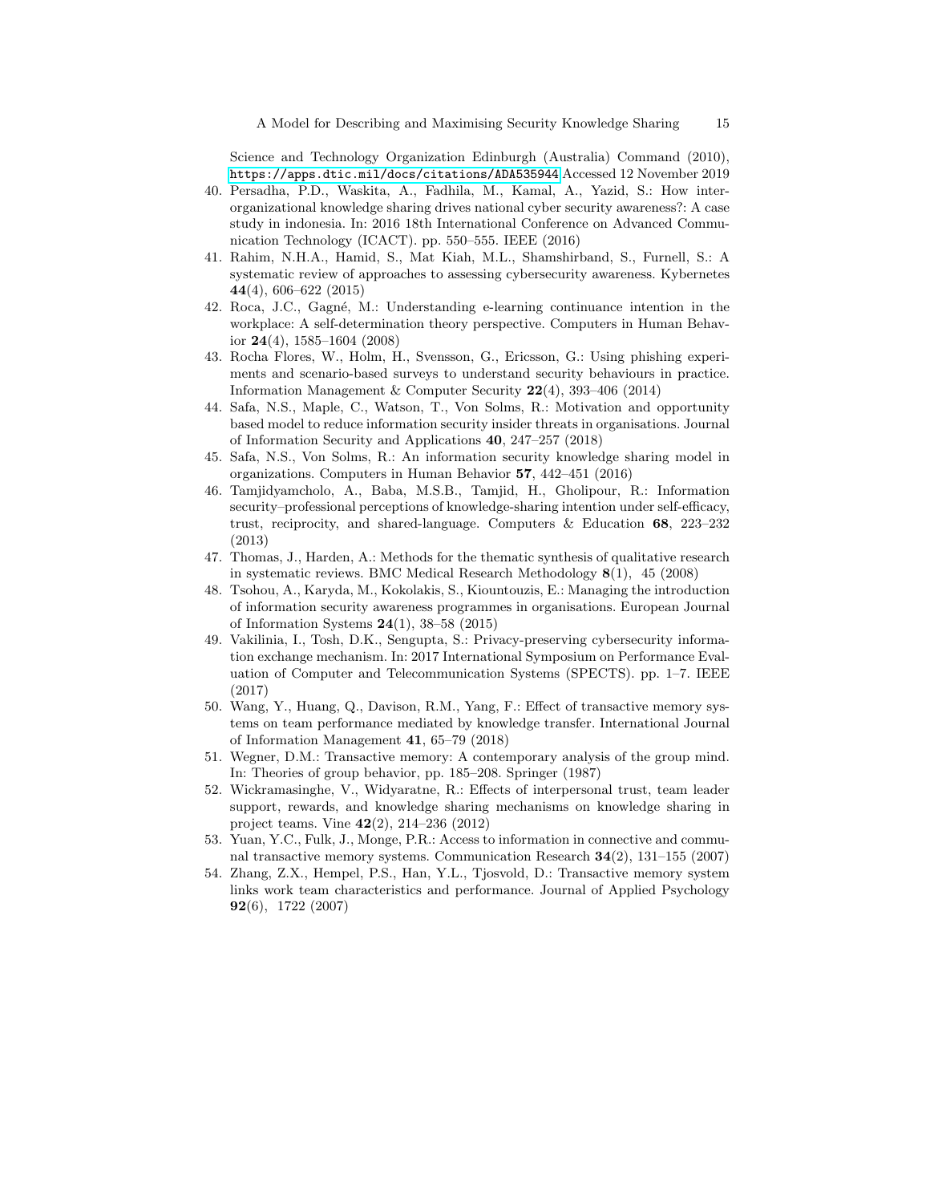Science and Technology Organization Edinburgh (Australia) Command (2010), https://apps.dtic.mil/docs/citations/ADA535944 Accessed 12 November 2019

40. Persadha, P.D., Waskita, A., Fadhila, M., Kamal, A., Yazid, S.: How inter-organizational knowledge sharing drives national cyber security awareness?: A case study in indonesia. In: 2016 18th International Conference on Advanced Communication Technology (ICACT). pp. 550–555. IEEE (2016)
41. Rahim, N.H.A., Hamid, S., Mat Kiah, M.L., Shamshirband, S., Furnell, S.: A systematic review of approaches to assessing cybersecurity awareness. Kybernetes **44**(4), 606–622 (2015)
42. Roca, J.C., Gagné, M.: Understanding e-learning continuance intention in the workplace: A self-determination theory perspective. Computers in Human Behavior **24**(4), 1585–1604 (2008)
43. Rocha Flores, W., Holm, H., Svensson, G., Ericsson, G.: Using phishing experiments and scenario-based surveys to understand security behaviours in practice. Information Management & Computer Security **22**(4), 393–406 (2014)
44. Safa, N.S., Maple, C., Watson, T., Von Solms, R.: Motivation and opportunity based model to reduce information security insider threats in organisations. Journal of Information Security and Applications **40**, 247–257 (2018)
45. Safa, N.S., Von Solms, R.: An information security knowledge sharing model in organizations. Computers in Human Behavior **57**, 442–451 (2016)
46. Tamjidyamcholo, A., Baba, M.S.B., Tamjid, H., Gholipour, R.: Information security–professional perceptions of knowledge-sharing intention under self-efficacy, trust, reciprocity, and shared-language. Computers & Education **68**, 223–232 (2013)
47. Thomas, J., Harden, A.: Methods for the thematic synthesis of qualitative research in systematic reviews. BMC Medical Research Methodology **8**(1), 45 (2008)
48. Tsohou, A., Karyda, M., Kokolakis, S., Kiountouzis, E.: Managing the introduction of information security awareness programmes in organisations. European Journal of Information Systems **24**(1), 38–58 (2015)
49. Vakilinia, I., Tosh, D.K., Sengupta, S.: Privacy-preserving cybersecurity information exchange mechanism. In: 2017 International Symposium on Performance Evaluation of Computer and Telecommunication Systems (SPECTS). pp. 1–7. IEEE (2017)
50. Wang, Y., Huang, Q., Davison, R.M., Yang, F.: Effect of transactive memory systems on team performance mediated by knowledge transfer. International Journal of Information Management **41**, 65–79 (2018)
51. Wegner, D.M.: Transactive memory: A contemporary analysis of the group mind. In: Theories of group behavior, pp. 185–208. Springer (1987)
52. Wickramasinghe, V., Widyaratne, R.: Effects of interpersonal trust, team leader support, rewards, and knowledge sharing mechanisms on knowledge sharing in project teams. Vine **42**(2), 214–236 (2012)
53. Yuan, Y.C., Fulk, J., Monge, P.R.: Access to information in connective and communal transactive memory systems. Communication Research **34**(2), 131–155 (2007)
54. Zhang, Z.X., Hempel, P.S., Han, Y.L., Tjosvold, D.: Transactive memory system links work team characteristics and performance. Journal of Applied Psychology **92**(6), 1722 (2007)